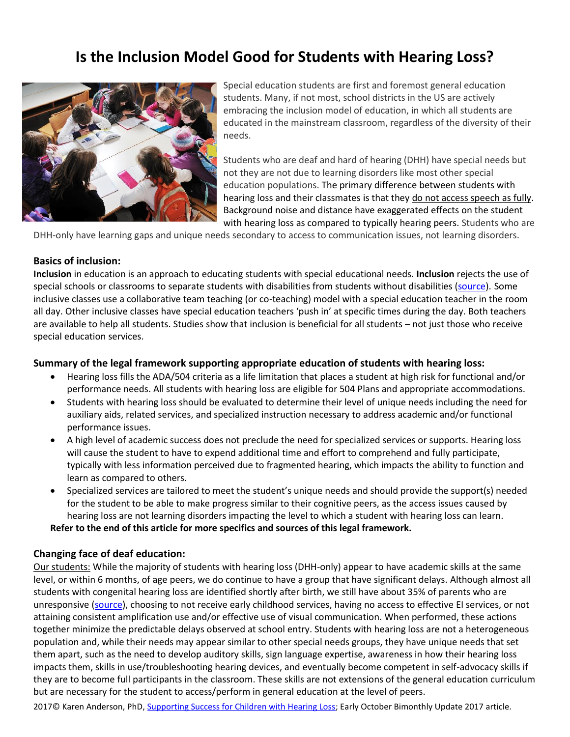# Is the Inclusion Model Good for Students with Hearing Loss?

Special education students are first and foremost general education students. Many, if not most, school districts in the US are actively embracing the inclusion model of education, in which all students are educated in the mainstream classroom, regardless of the diversity of their needs.

Students who are deaf and hard of hearing (DHH) have special needs but not they are not due to learning disorders like most other special education populations. The primary difference between students with hearing loss and their classmates is that they do not access speech as fully. Background noise and distance have exaggerated effects on the student with hearing loss as compared to typically hearing peers. Students who are DHH-only have learning gaps and unique needs secondary to access to communication issues, not learning disorders.

### Basics of inclusion:

**Inclusion** in education is an approach to educating students with special educational needs. **Inclusion** rejects the use of special schools or classrooms to separate students with disabilities from students without disabilities (source). Some inclusive classes use a collaborative team teaching (or co-teaching) model with a special education teacher in the room all day. Other inclusive classes have special education teachers 'push in' at specific times during the day. Both teachers are available to help all students. Studies show that inclusion is beneficial for all students – not just those who receive special education services.

### Summary of the legal framework supporting appropriate education of students with hearing loss:

- Hearing loss fills the ADA/504 criteria as a life limitation that places a student at high risk for functional and/or performance needs. All students with hearing loss are eligible for 504 Plans and appropriate accommodations.
- Students with hearing loss should be evaluated to determine their level of unique needs including the need for auxiliary aids, related services, and specialized instruction necessary to address academic and/or functional performance issues.
- A high level of academic success does not preclude the need for specialized services or supports. Hearing loss will cause the student to have to expend additional time and effort to comprehend and fully participate, typically with less information perceived due to fragmented hearing, which impacts the ability to function and learn as compared to others.
- Specialized services are tailored to meet the student's unique needs and should provide the support(s) needed for the student to be able to make progress similar to their cognitive peers, as the access issues caused by hearing loss are not learning disorders impacting the level to which a student with hearing loss can learn.

**Refer to the end of this article for more specifics and sources of this legal framework.**

### Changing face of deaf education:

Our students: While the majority of students with hearing loss (DHH-only) appear to have academic skills at the same level, or within 6 months, of age peers, we do continue to have a group that have significant delays. Although almost all students with congenital hearing loss are identified shortly after birth, we still have about 35% of parents who are unresponsive (source), choosing to not receive early childhood services, having no access to effective EI services, or not attaining consistent amplification use and/or effective use of visual communication. When performed, these actions together minimize the predictable delays observed at school entry. Students with hearing loss are not a heterogeneous population and, while their needs may appear similar to other special needs groups, they have unique needs that set them apart, such as the need to develop auditory skills, sign language expertise, awareness in how their hearing loss impacts them, skills in use/troubleshooting hearing devices, and eventually become competent in self-advocacy skills if they are to become full participants in the classroom. These skills are not extensions of the general education curriculum but are necessary for the student to access/perform in general education at the level of peers.

2017© Karen Anderson, PhD, Supporting Success for Children with Hearing Loss; Early October Bimonthly Update 2017 article.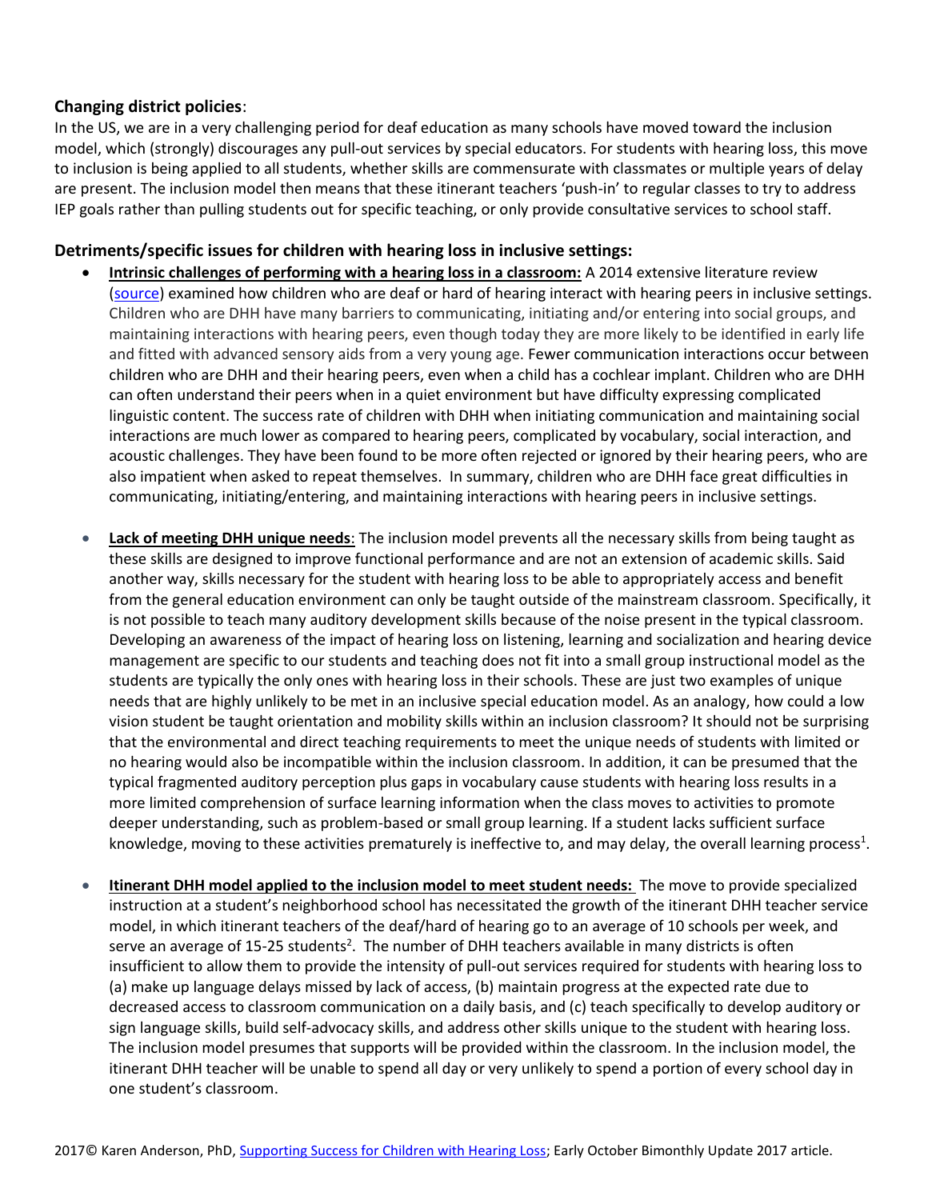**Changing district policies**:

In the US, we are in a very challenging period for deaf education as many schools have moved toward the inclusion model, which (strongly) discourages any pull-out services by special educators. For students with hearing loss, this move to inclusion is being applied to all students, whether skills are commensurate with classmates or multiple years of delay are present. The inclusion model then means that these itinerant teachers 'push-in' to regular classes to try to address IEP goals rather than pulling students out for specific teaching, or only provide consultative services to school staff.

### Detriments/specific issues for children with hearing loss in inclusive settings:

- **Intrinsic challenges of performing with a hearing loss in a classroom:** A 2014 extensive literature review (source) examined how children who are deaf or hard of hearing interact with hearing peers in inclusive settings. Children who are DHH have many barriers to communicating, initiating and/or entering into social groups, and maintaining interactions with hearing peers, even though today they are more likely to be identified in early life and fitted with advanced sensory aids from a very young age. Fewer communication interactions occur between children who are DHH and their hearing peers, even when a child has a cochlear implant. Children who are DHH can often understand their peers when in a quiet environment but have difficulty expressing complicated linguistic content. The success rate of children with DHH when initiating communication and maintaining social interactions are much lower as compared to hearing peers, complicated by vocabulary, social interaction, and acoustic challenges. They have been found to be more often rejected or ignored by their hearing peers, who are also impatient when asked to repeat themselves. In summary, children who are DHH face great difficulties in communicating, initiating/entering, and maintaining interactions with hearing peers in inclusive settings.

- **Lack of meeting DHH unique needs**: The inclusion model prevents all the necessary skills from being taught as these skills are designed to improve functional performance and are not an extension of academic skills. Said another way, skills necessary for the student with hearing loss to be able to appropriately access and benefit from the general education environment can only be taught outside of the mainstream classroom. Specifically, it is not possible to teach many auditory development skills because of the noise present in the typical classroom. Developing an awareness of the impact of hearing loss on listening, learning and socialization and hearing device management are specific to our students and teaching does not fit into a small group instructional model as the students are typically the only ones with hearing loss in their schools. These are just two examples of unique needs that are highly unlikely to be met in an inclusive special education model. As an analogy, how could a low vision student be taught orientation and mobility skills within an inclusion classroom? It should not be surprising that the environmental and direct teaching requirements to meet the unique needs of students with limited or no hearing would also be incompatible within the inclusion classroom. In addition, it can be presumed that the typical fragmented auditory perception plus gaps in vocabulary cause students with hearing loss results in a more limited comprehension of surface learning information when the class moves to activities to promote deeper understanding, such as problem-based or small group learning. If a student lacks sufficient surface knowledge, moving to these activities prematurely is ineffective to, and may delay, the overall learning process[1].

- **Itinerant DHH model applied to the inclusion model to meet student needs:** The move to provide specialized instruction at a student's neighborhood school has necessitated the growth of the itinerant DHH teacher service model, in which itinerant teachers of the deaf/hard of hearing go to an average of 10 schools per week, and serve an average of 15-25 students[2]. The number of DHH teachers available in many districts is often insufficient to allow them to provide the intensity of pull-out services required for students with hearing loss to (a) make up language delays missed by lack of access, (b) maintain progress at the expected rate due to decreased access to classroom communication on a daily basis, and (c) teach specifically to develop auditory or sign language skills, build self-advocacy skills, and address other skills unique to the student with hearing loss. The inclusion model presumes that supports will be provided within the classroom. In the inclusion model, the itinerant DHH teacher will be unable to spend all day or very unlikely to spend a portion of every school day in one student's classroom.

2017© Karen Anderson, PhD, Supporting Success for Children with Hearing Loss; Early October Bimonthly Update 2017 article.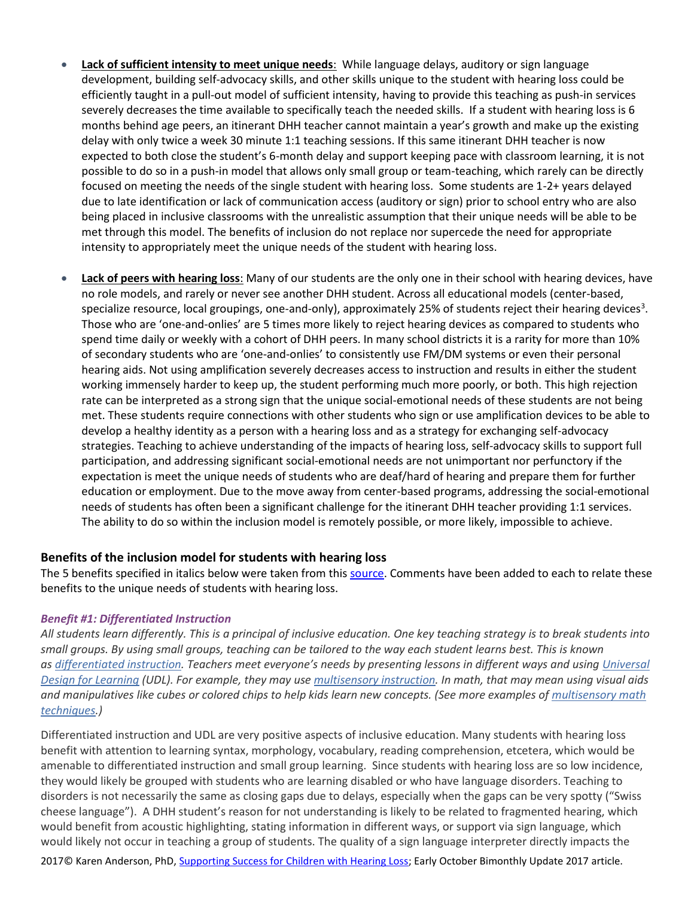- **Lack of sufficient intensity to meet unique needs**: While language delays, auditory or sign language development, building self-advocacy skills, and other skills unique to the student with hearing loss could be efficiently taught in a pull-out model of sufficient intensity, having to provide this teaching as push-in services severely decreases the time available to specifically teach the needed skills. If a student with hearing loss is 6 months behind age peers, an itinerant DHH teacher cannot maintain a year's growth and make up the existing delay with only twice a week 30 minute 1:1 teaching sessions. If this same itinerant DHH teacher is now expected to both close the student's 6-month delay and support keeping pace with classroom learning, it is not possible to do so in a push-in model that allows only small group or team-teaching, which rarely can be directly focused on meeting the needs of the single student with hearing loss. Some students are 1-2+ years delayed due to late identification or lack of communication access (auditory or sign) prior to school entry who are also being placed in inclusive classrooms with the unrealistic assumption that their unique needs will be able to be met through this model. The benefits of inclusion do not replace nor supercede the need for appropriate intensity to appropriately meet the unique needs of the student with hearing loss.

- **Lack of peers with hearing loss**: Many of our students are the only one in their school with hearing devices, have no role models, and rarely or never see another DHH student. Across all educational models (center-based, specialize resource, local groupings, one-and-only), approximately 25% of students reject their hearing devices[3]. Those who are 'one-and-onlies' are 5 times more likely to reject hearing devices as compared to students who spend time daily or weekly with a cohort of DHH peers. In many school districts it is a rarity for more than 10% of secondary students who are 'one-and-onlies' to consistently use FM/DM systems or even their personal hearing aids. Not using amplification severely decreases access to instruction and results in either the student working immensely harder to keep up, the student performing much more poorly, or both. This high rejection rate can be interpreted as a strong sign that the unique social-emotional needs of these students are not being met. These students require connections with other students who sign or use amplification devices to be able to develop a healthy identity as a person with a hearing loss and as a strategy for exchanging self-advocacy strategies. Teaching to achieve understanding of the impacts of hearing loss, self-advocacy skills to support full participation, and addressing significant social-emotional needs are not unimportant nor perfunctory if the expectation is meet the unique needs of students who are deaf/hard of hearing and prepare them for further education or employment. Due to the move away from center-based programs, addressing the social-emotional needs of students has often been a significant challenge for the itinerant DHH teacher providing 1:1 services. The ability to do so within the inclusion model is remotely possible, or more likely, impossible to achieve.

### Benefits of the inclusion model for students with hearing loss

The 5 benefits specified in italics below were taken from this source. Comments have been added to each to relate these benefits to the unique needs of students with hearing loss.

#### *Benefit #1: Differentiated Instruction*

*All students learn differently. This is a principal of inclusive education. One key teaching strategy is to break students into small groups. By using small groups, teaching can be tailored to the way each student learns best. This is known as differentiated instruction. Teachers meet everyone's needs by presenting lessons in different ways and using Universal Design for Learning (UDL). For example, they may use multisensory instruction. In math, that may mean using visual aids and manipulatives like cubes or colored chips to help kids learn new concepts. (See more examples of multisensory math techniques.)*

Differentiated instruction and UDL are very positive aspects of inclusive education. Many students with hearing loss benefit with attention to learning syntax, morphology, vocabulary, reading comprehension, etcetera, which would be amenable to differentiated instruction and small group learning. Since students with hearing loss are so low incidence, they would likely be grouped with students who are learning disabled or who have language disorders. Teaching to disorders is not necessarily the same as closing gaps due to delays, especially when the gaps can be very spotty ("Swiss cheese language"). A DHH student's reason for not understanding is likely to be related to fragmented hearing, which would benefit from acoustic highlighting, stating information in different ways, or support via sign language, which would likely not occur in teaching a group of students. The quality of a sign language interpreter directly impacts the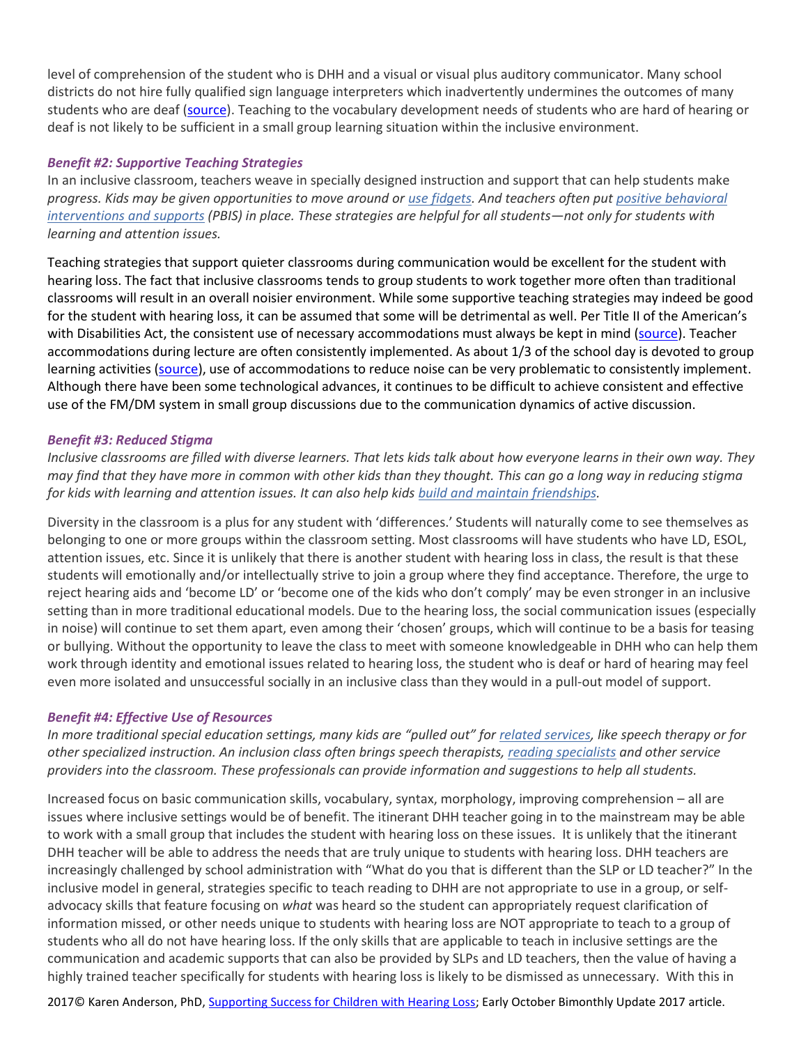level of comprehension of the student who is DHH and a visual or visual plus auditory communicator. Many school districts do not hire fully qualified sign language interpreters which inadvertently undermines the outcomes of many students who are deaf (source). Teaching to the vocabulary development needs of students who are hard of hearing or deaf is not likely to be sufficient in a small group learning situation within the inclusive environment.

***Benefit #2: Supportive Teaching Strategies***

In an inclusive classroom, teachers weave in specially designed instruction and support that can help students make *progress. Kids may be given opportunities to move around or use fidgets. And teachers often put positive behavioral interventions and supports (PBIS) in place. These strategies are helpful for all students—not only for students with learning and attention issues.*

Teaching strategies that support quieter classrooms during communication would be excellent for the student with hearing loss. The fact that inclusive classrooms tends to group students to work together more often than traditional classrooms will result in an overall noisier environment. While some supportive teaching strategies may indeed be good for the student with hearing loss, it can be assumed that some will be detrimental as well. Per Title II of the American's with Disabilities Act, the consistent use of necessary accommodations must always be kept in mind (source). Teacher accommodations during lecture are often consistently implemented. As about 1/3 of the school day is devoted to group learning activities (source), use of accommodations to reduce noise can be very problematic to consistently implement. Although there have been some technological advances, it continues to be difficult to achieve consistent and effective use of the FM/DM system in small group discussions due to the communication dynamics of active discussion.

***Benefit #3: Reduced Stigma***

*Inclusive classrooms are filled with diverse learners. That lets kids talk about how everyone learns in their own way. They may find that they have more in common with other kids than they thought. This can go a long way in reducing stigma for kids with learning and attention issues. It can also help kids build and maintain friendships.*

Diversity in the classroom is a plus for any student with 'differences.' Students will naturally come to see themselves as belonging to one or more groups within the classroom setting. Most classrooms will have students who have LD, ESOL, attention issues, etc. Since it is unlikely that there is another student with hearing loss in class, the result is that these students will emotionally and/or intellectually strive to join a group where they find acceptance. Therefore, the urge to reject hearing aids and 'become LD' or 'become one of the kids who don't comply' may be even stronger in an inclusive setting than in more traditional educational models. Due to the hearing loss, the social communication issues (especially in noise) will continue to set them apart, even among their 'chosen' groups, which will continue to be a basis for teasing or bullying. Without the opportunity to leave the class to meet with someone knowledgeable in DHH who can help them work through identity and emotional issues related to hearing loss, the student who is deaf or hard of hearing may feel even more isolated and unsuccessful socially in an inclusive class than they would in a pull-out model of support.

***Benefit #4: Effective Use of Resources***

*In more traditional special education settings, many kids are "pulled out" for related services, like speech therapy or for other specialized instruction. An inclusion class often brings speech therapists, reading specialists and other service providers into the classroom. These professionals can provide information and suggestions to help all students.*

Increased focus on basic communication skills, vocabulary, syntax, morphology, improving comprehension – all are issues where inclusive settings would be of benefit. The itinerant DHH teacher going in to the mainstream may be able to work with a small group that includes the student with hearing loss on these issues. It is unlikely that the itinerant DHH teacher will be able to address the needs that are truly unique to students with hearing loss. DHH teachers are increasingly challenged by school administration with "What do you that is different than the SLP or LD teacher?" In the inclusive model in general, strategies specific to teach reading to DHH are not appropriate to use in a group, or self-advocacy skills that feature focusing on *what* was heard so the student can appropriately request clarification of information missed, or other needs unique to students with hearing loss are NOT appropriate to teach to a group of students who all do not have hearing loss. If the only skills that are applicable to teach in inclusive settings are the communication and academic supports that can also be provided by SLPs and LD teachers, then the value of having a highly trained teacher specifically for students with hearing loss is likely to be dismissed as unnecessary. With this in

2017© Karen Anderson, PhD, Supporting Success for Children with Hearing Loss; Early October Bimonthly Update 2017 article.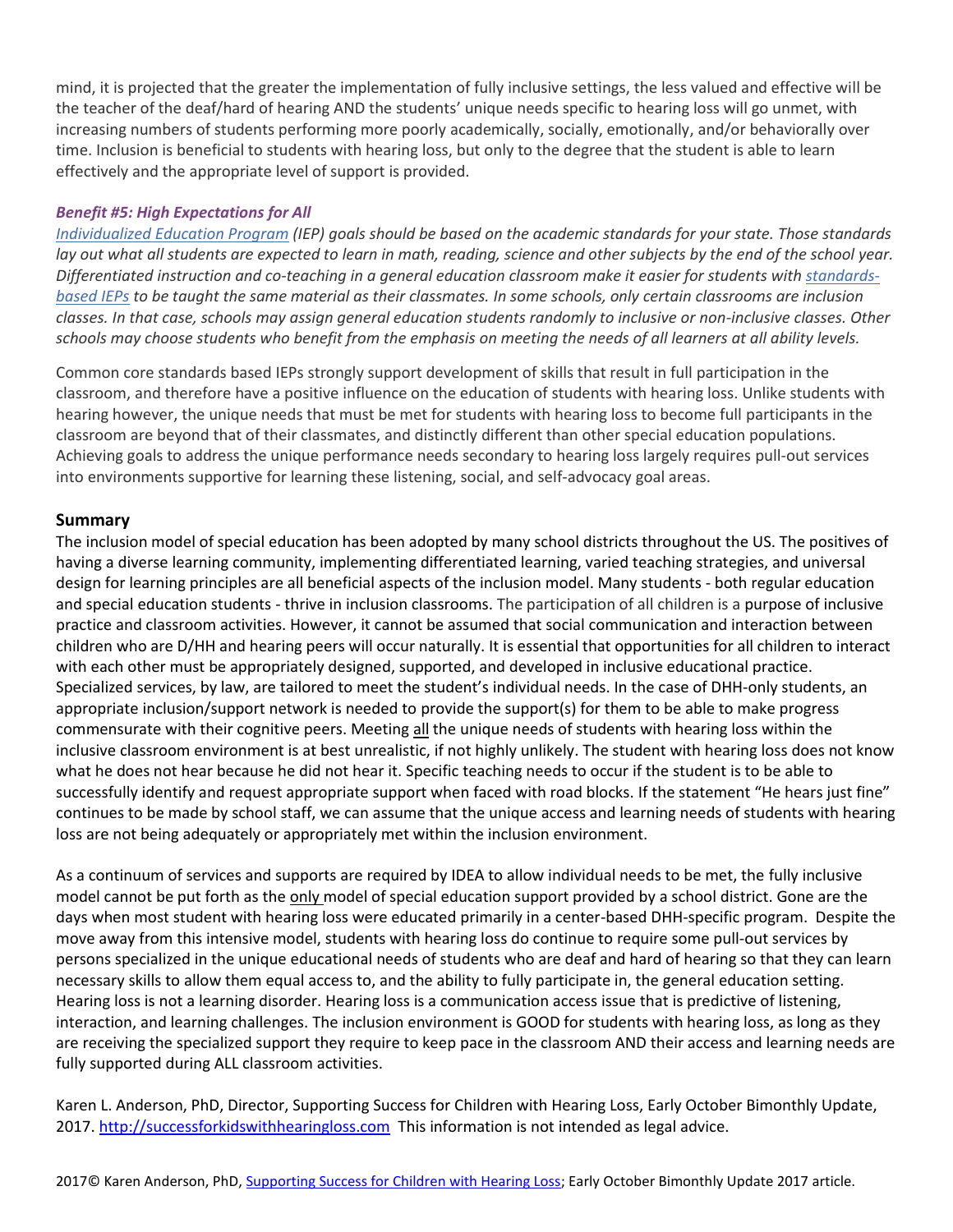mind, it is projected that the greater the implementation of fully inclusive settings, the less valued and effective will be the teacher of the deaf/hard of hearing AND the students' unique needs specific to hearing loss will go unmet, with increasing numbers of students performing more poorly academically, socially, emotionally, and/or behaviorally over time. Inclusion is beneficial to students with hearing loss, but only to the degree that the student is able to learn effectively and the appropriate level of support is provided.

### *Benefit #5: High Expectations for All*

*Individualized Education Program (IEP) goals should be based on the academic standards for your state. Those standards lay out what all students are expected to learn in math, reading, science and other subjects by the end of the school year. Differentiated instruction and co-teaching in a general education classroom make it easier for students with standards-based IEPs to be taught the same material as their classmates. In some schools, only certain classrooms are inclusion classes. In that case, schools may assign general education students randomly to inclusive or non-inclusive classes. Other schools may choose students who benefit from the emphasis on meeting the needs of all learners at all ability levels.*

Common core standards based IEPs strongly support development of skills that result in full participation in the classroom, and therefore have a positive influence on the education of students with hearing loss. Unlike students with hearing however, the unique needs that must be met for students with hearing loss to become full participants in the classroom are beyond that of their classmates, and distinctly different than other special education populations. Achieving goals to address the unique performance needs secondary to hearing loss largely requires pull-out services into environments supportive for learning these listening, social, and self-advocacy goal areas.

## Summary

The inclusion model of special education has been adopted by many school districts throughout the US. The positives of having a diverse learning community, implementing differentiated learning, varied teaching strategies, and universal design for learning principles are all beneficial aspects of the inclusion model. Many students - both regular education and special education students - thrive in inclusion classrooms. The participation of all children is a purpose of inclusive practice and classroom activities. However, it cannot be assumed that social communication and interaction between children who are D/HH and hearing peers will occur naturally. It is essential that opportunities for all children to interact with each other must be appropriately designed, supported, and developed in inclusive educational practice. Specialized services, by law, are tailored to meet the student's individual needs. In the case of DHH-only students, an appropriate inclusion/support network is needed to provide the support(s) for them to be able to make progress commensurate with their cognitive peers. Meeting all the unique needs of students with hearing loss within the inclusive classroom environment is at best unrealistic, if not highly unlikely. The student with hearing loss does not know what he does not hear because he did not hear it. Specific teaching needs to occur if the student is to be able to successfully identify and request appropriate support when faced with road blocks. If the statement "He hears just fine" continues to be made by school staff, we can assume that the unique access and learning needs of students with hearing loss are not being adequately or appropriately met within the inclusion environment.

As a continuum of services and supports are required by IDEA to allow individual needs to be met, the fully inclusive model cannot be put forth as the only model of special education support provided by a school district. Gone are the days when most student with hearing loss were educated primarily in a center-based DHH-specific program. Despite the move away from this intensive model, students with hearing loss do continue to require some pull-out services by persons specialized in the unique educational needs of students who are deaf and hard of hearing so that they can learn necessary skills to allow them equal access to, and the ability to fully participate in, the general education setting. Hearing loss is not a learning disorder. Hearing loss is a communication access issue that is predictive of listening, interaction, and learning challenges. The inclusion environment is GOOD for students with hearing loss, as long as they are receiving the specialized support they require to keep pace in the classroom AND their access and learning needs are fully supported during ALL classroom activities.

Karen L. Anderson, PhD, Director, Supporting Success for Children with Hearing Loss, Early October Bimonthly Update, 2017. http://successforkidswithhearingloss.com This information is not intended as legal advice.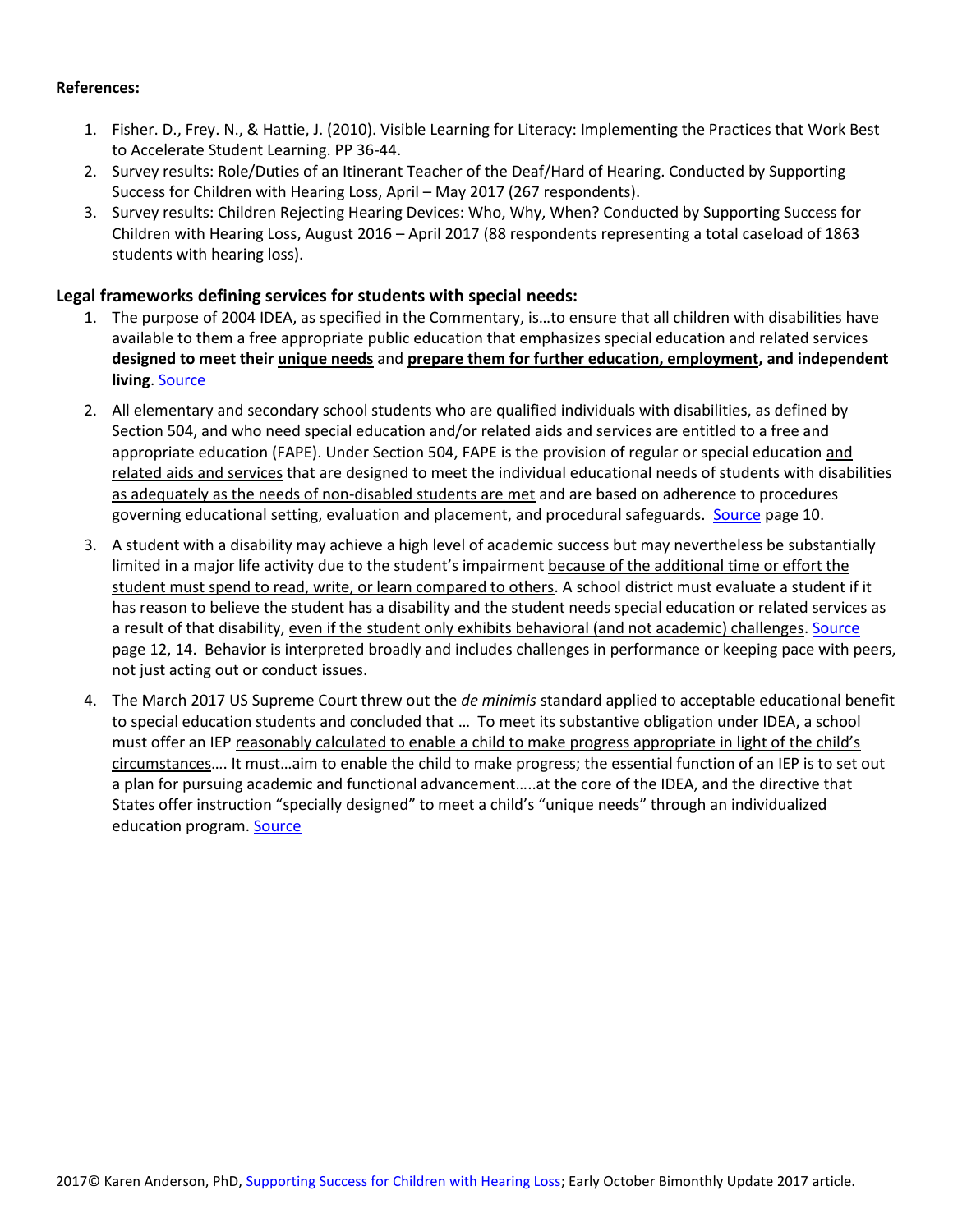**References:**

1. Fisher. D., Frey. N., & Hattie, J. (2010). Visible Learning for Literacy: Implementing the Practices that Work Best to Accelerate Student Learning. PP 36-44.
2. Survey results: Role/Duties of an Itinerant Teacher of the Deaf/Hard of Hearing. Conducted by Supporting Success for Children with Hearing Loss, April – May 2017 (267 respondents).
3. Survey results: Children Rejecting Hearing Devices: Who, Why, When? Conducted by Supporting Success for Children with Hearing Loss, August 2016 – April 2017 (88 respondents representing a total caseload of 1863 students with hearing loss).

## Legal frameworks defining services for students with special needs:

1. The purpose of 2004 IDEA, as specified in the Commentary, is…to ensure that all children with disabilities have available to them a free appropriate public education that emphasizes special education and related services **designed to meet their unique needs** and **prepare them for further education, employment, and independent living**. Source
2. All elementary and secondary school students who are qualified individuals with disabilities, as defined by Section 504, and who need special education and/or related aids and services are entitled to a free and appropriate education (FAPE). Under Section 504, FAPE is the provision of regular or special education and related aids and services that are designed to meet the individual educational needs of students with disabilities as adequately as the needs of non-disabled students are met and are based on adherence to procedures governing educational setting, evaluation and placement, and procedural safeguards. Source page 10.
3. A student with a disability may achieve a high level of academic success but may nevertheless be substantially limited in a major life activity due to the student's impairment because of the additional time or effort the student must spend to read, write, or learn compared to others. A school district must evaluate a student if it has reason to believe the student has a disability and the student needs special education or related services as a result of that disability, even if the student only exhibits behavioral (and not academic) challenges. Source page 12, 14. Behavior is interpreted broadly and includes challenges in performance or keeping pace with peers, not just acting out or conduct issues.
4. The March 2017 US Supreme Court threw out the *de minimis* standard applied to acceptable educational benefit to special education students and concluded that … To meet its substantive obligation under IDEA, a school must offer an IEP reasonably calculated to enable a child to make progress appropriate in light of the child's circumstances…. It must…aim to enable the child to make progress; the essential function of an IEP is to set out a plan for pursuing academic and functional advancement…..at the core of the IDEA, and the directive that States offer instruction "specially designed" to meet a child's "unique needs" through an individualized education program. Source

2017© Karen Anderson, PhD, Supporting Success for Children with Hearing Loss; Early October Bimonthly Update 2017 article.